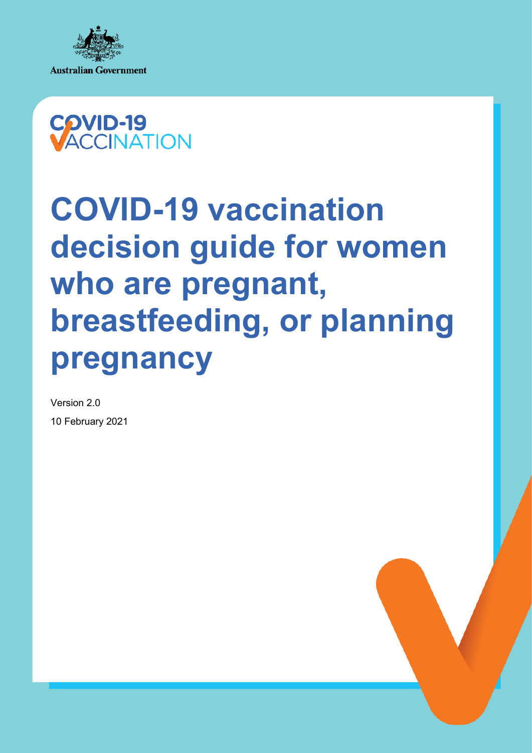Australian Government

COVID-19 VACCINATION

# COVID-19 vaccination decision guide for women who are pregnant, breastfeeding, or planning pregnancy

Version 2.0

10 February 2021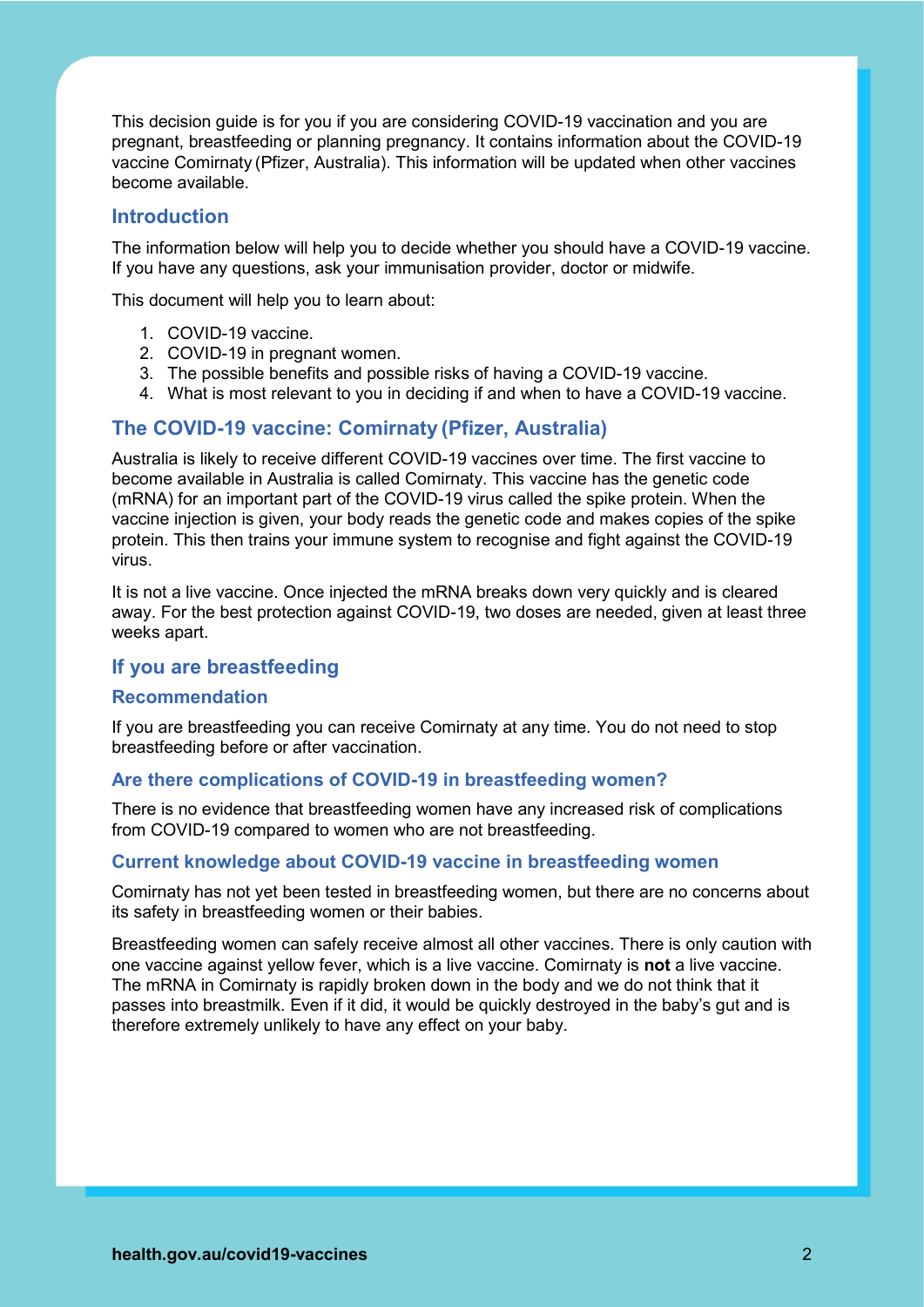This decision guide is for you if you are considering COVID-19 vaccination and you are pregnant, breastfeeding or planning pregnancy. It contains information about the COVID-19 vaccine Comirnaty (Pfizer, Australia). This information will be updated when other vaccines become available.

## Introduction

The information below will help you to decide whether you should have a COVID-19 vaccine. If you have any questions, ask your immunisation provider, doctor or midwife.

This document will help you to learn about:

1. COVID-19 vaccine.
2. COVID-19 in pregnant women.
3. The possible benefits and possible risks of having a COVID-19 vaccine.
4. What is most relevant to you in deciding if and when to have a COVID-19 vaccine.

## The COVID-19 vaccine: Comirnaty (Pfizer, Australia)

Australia is likely to receive different COVID-19 vaccines over time. The first vaccine to become available in Australia is called Comirnaty. This vaccine has the genetic code (mRNA) for an important part of the COVID-19 virus called the spike protein. When the vaccine injection is given, your body reads the genetic code and makes copies of the spike protein. This then trains your immune system to recognise and fight against the COVID-19 virus.

It is not a live vaccine. Once injected the mRNA breaks down very quickly and is cleared away. For the best protection against COVID-19, two doses are needed, given at least three weeks apart.

## If you are breastfeeding

### Recommendation

If you are breastfeeding you can receive Comirnaty at any time. You do not need to stop breastfeeding before or after vaccination.

### Are there complications of COVID-19 in breastfeeding women?

There is no evidence that breastfeeding women have any increased risk of complications from COVID-19 compared to women who are not breastfeeding.

### Current knowledge about COVID-19 vaccine in breastfeeding women

Comirnaty has not yet been tested in breastfeeding women, but there are no concerns about its safety in breastfeeding women or their babies.

Breastfeeding women can safely receive almost all other vaccines. There is only caution with one vaccine against yellow fever, which is a live vaccine. Comirnaty is **not** a live vaccine. The mRNA in Comirnaty is rapidly broken down in the body and we do not think that it passes into breastmilk. Even if it did, it would be quickly destroyed in the baby's gut and is therefore extremely unlikely to have any effect on your baby.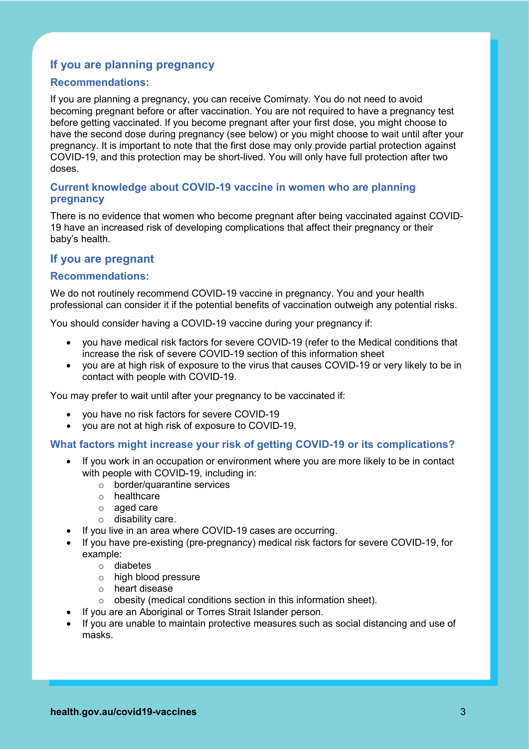## If you are planning pregnancy

### Recommendations:

If you are planning a pregnancy, you can receive Comirnaty. You do not need to avoid becoming pregnant before or after vaccination. You are not required to have a pregnancy test before getting vaccinated. If you become pregnant after your first dose, you might choose to have the second dose during pregnancy (see below) or you might choose to wait until after your pregnancy. It is important to note that the first dose may only provide partial protection against COVID-19, and this protection may be short-lived. You will only have full protection after two doses.

### Current knowledge about COVID-19 vaccine in women who are planning pregnancy

There is no evidence that women who become pregnant after being vaccinated against COVID-19 have an increased risk of developing complications that affect their pregnancy or their baby's health.

## If you are pregnant

### Recommendations:

We do not routinely recommend COVID-19 vaccine in pregnancy. You and your health professional can consider it if the potential benefits of vaccination outweigh any potential risks.

You should consider having a COVID-19 vaccine during your pregnancy if:

- you have medical risk factors for severe COVID-19 (refer to the Medical conditions that increase the risk of severe COVID-19 section of this information sheet
- you are at high risk of exposure to the virus that causes COVID-19 or very likely to be in contact with people with COVID-19.

You may prefer to wait until after your pregnancy to be vaccinated if:

- you have no risk factors for severe COVID-19
- you are not at high risk of exposure to COVID-19.

### What factors might increase your risk of getting COVID-19 or its complications?

- If you work in an occupation or environment where you are more likely to be in contact with people with COVID-19, including in:
  - border/quarantine services
  - healthcare
  - aged care
  - disability care.
- If you live in an area where COVID-19 cases are occurring.
- If you have pre-existing (pre-pregnancy) medical risk factors for severe COVID-19, for example:
  - diabetes
  - high blood pressure
  - heart disease
  - obesity (medical conditions section in this information sheet).
- If you are an Aboriginal or Torres Strait Islander person.
- If you are unable to maintain protective measures such as social distancing and use of masks.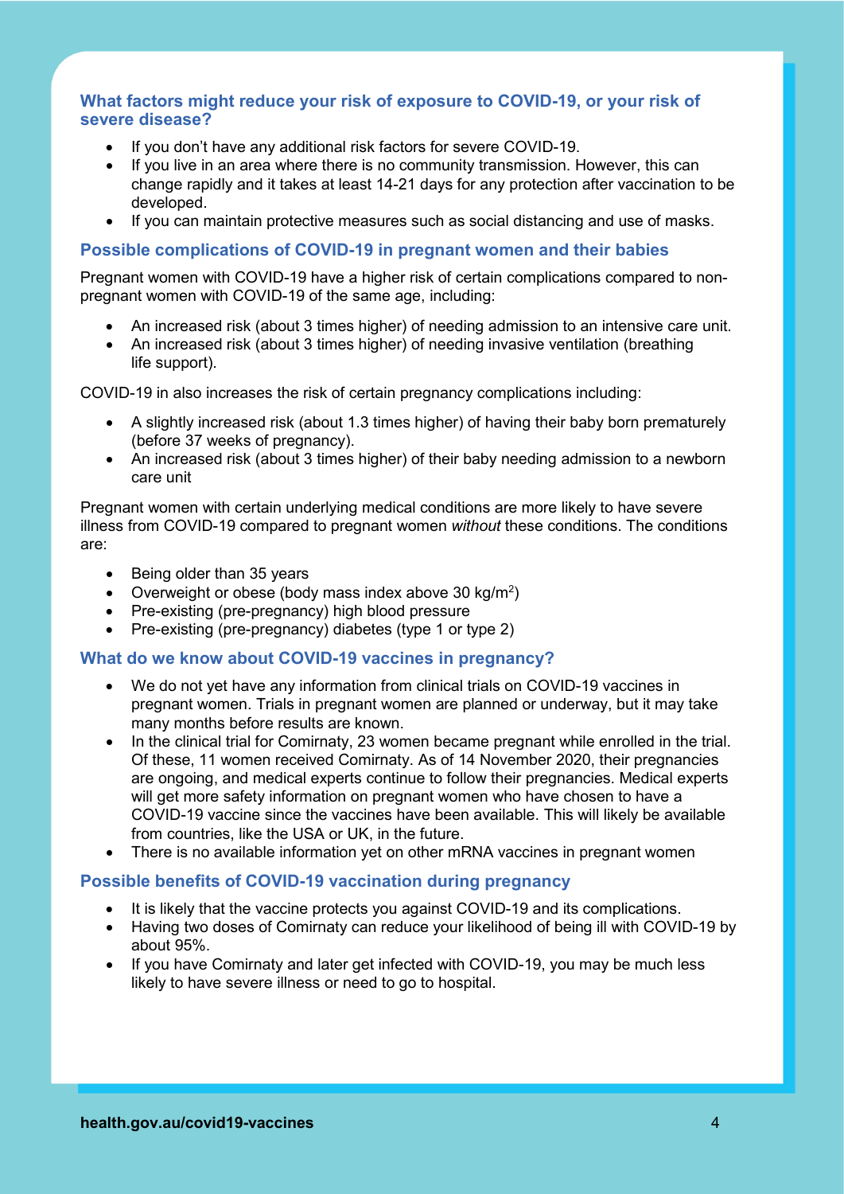### What factors might reduce your risk of exposure to COVID-19, or your risk of severe disease?

- If you don't have any additional risk factors for severe COVID-19.
- If you live in an area where there is no community transmission. However, this can change rapidly and it takes at least 14-21 days for any protection after vaccination to be developed.
- If you can maintain protective measures such as social distancing and use of masks.

### Possible complications of COVID-19 in pregnant women and their babies

Pregnant women with COVID-19 have a higher risk of certain complications compared to non-pregnant women with COVID-19 of the same age, including:

- An increased risk (about 3 times higher) of needing admission to an intensive care unit.
- An increased risk (about 3 times higher) of needing invasive ventilation (breathing life support).

COVID-19 in also increases the risk of certain pregnancy complications including:

- A slightly increased risk (about 1.3 times higher) of having their baby born prematurely (before 37 weeks of pregnancy).
- An increased risk (about 3 times higher) of their baby needing admission to a newborn care unit

Pregnant women with certain underlying medical conditions are more likely to have severe illness from COVID-19 compared to pregnant women *without* these conditions. The conditions are:

- Being older than 35 years
- Overweight or obese (body mass index above 30 $kg/m^2$)
- Pre-existing (pre-pregnancy) high blood pressure
- Pre-existing (pre-pregnancy) diabetes (type 1 or type 2)

### What do we know about COVID-19 vaccines in pregnancy?

- We do not yet have any information from clinical trials on COVID-19 vaccines in pregnant women. Trials in pregnant women are planned or underway, but it may take many months before results are known.
- In the clinical trial for Comirnaty, 23 women became pregnant while enrolled in the trial. Of these, 11 women received Comirnaty. As of 14 November 2020, their pregnancies are ongoing, and medical experts continue to follow their pregnancies. Medical experts will get more safety information on pregnant women who have chosen to have a COVID-19 vaccine since the vaccines have been available. This will likely be available from countries, like the USA or UK, in the future.
- There is no available information yet on other mRNA vaccines in pregnant women

### Possible benefits of COVID-19 vaccination during pregnancy

- It is likely that the vaccine protects you against COVID-19 and its complications.
- Having two doses of Comirnaty can reduce your likelihood of being ill with COVID-19 by about 95%.
- If you have Comirnaty and later get infected with COVID-19, you may be much less likely to have severe illness or need to go to hospital.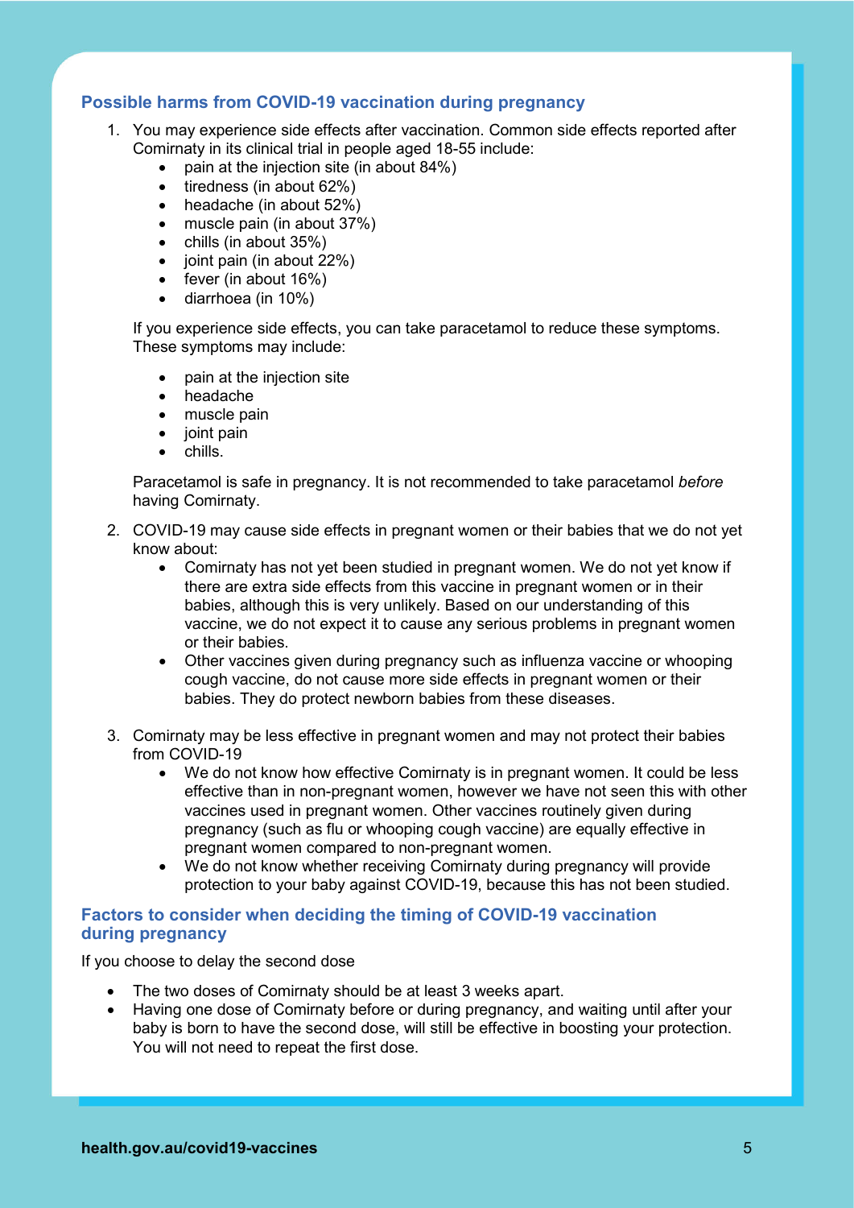## Possible harms from COVID-19 vaccination during pregnancy

1. You may experience side effects after vaccination. Common side effects reported after Comirnaty in its clinical trial in people aged 18-55 include:
    - pain at the injection site (in about 84%)
    - tiredness (in about 62%)
    - headache (in about 52%)
    - muscle pain (in about 37%)
    - chills (in about 35%)
    - joint pain (in about 22%)
    - fever (in about 16%)
    - diarrhoea (in 10%)

    If you experience side effects, you can take paracetamol to reduce these symptoms. These symptoms may include:

    - pain at the injection site
    - headache
    - muscle pain
    - joint pain
    - chills.

    Paracetamol is safe in pregnancy. It is not recommended to take paracetamol *before* having Comirnaty.

2. COVID-19 may cause side effects in pregnant women or their babies that we do not yet know about:
    - Comirnaty has not yet been studied in pregnant women. We do not yet know if there are extra side effects from this vaccine in pregnant women or in their babies, although this is very unlikely. Based on our understanding of this vaccine, we do not expect it to cause any serious problems in pregnant women or their babies.
    - Other vaccines given during pregnancy such as influenza vaccine or whooping cough vaccine, do not cause more side effects in pregnant women or their babies. They do protect newborn babies from these diseases.

3. Comirnaty may be less effective in pregnant women and may not protect their babies from COVID-19
    - We do not know how effective Comirnaty is in pregnant women. It could be less effective than in non-pregnant women, however we have not seen this with other vaccines used in pregnant women. Other vaccines routinely given during pregnancy (such as flu or whooping cough vaccine) are equally effective in pregnant women compared to non-pregnant women.
    - We do not know whether receiving Comirnaty during pregnancy will provide protection to your baby against COVID-19, because this has not been studied.

## Factors to consider when deciding the timing of COVID-19 vaccination during pregnancy

If you choose to delay the second dose

- The two doses of Comirnaty should be at least 3 weeks apart.
- Having one dose of Comirnaty before or during pregnancy, and waiting until after your baby is born to have the second dose, will still be effective in boosting your protection. You will not need to repeat the first dose.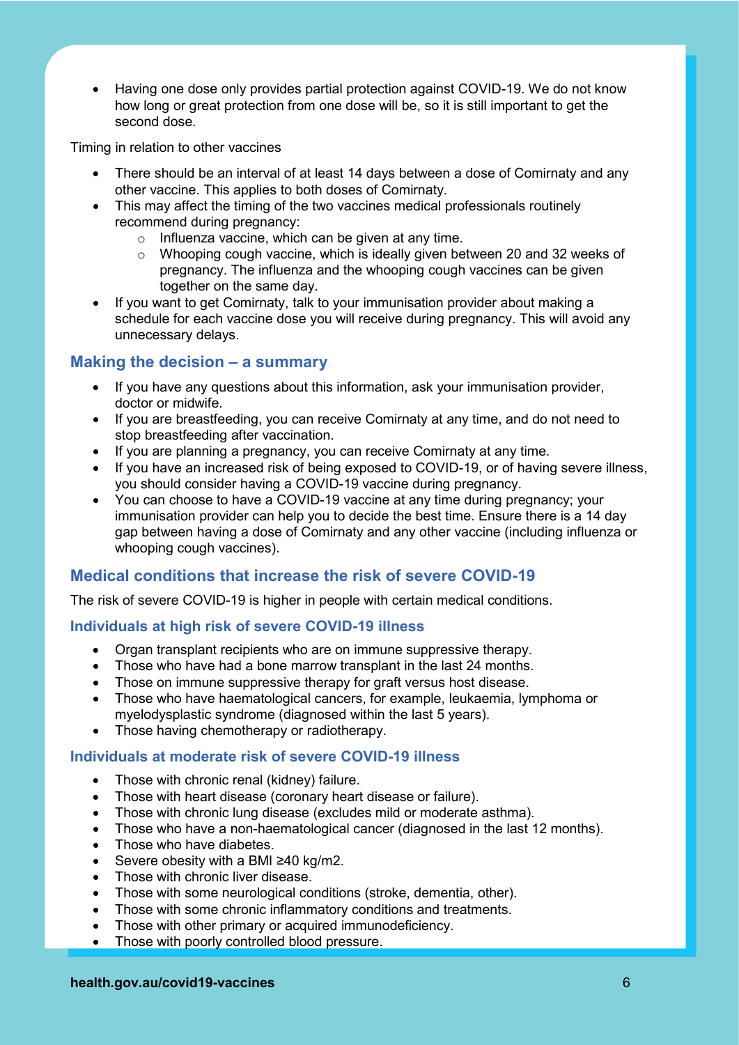- Having one dose only provides partial protection against COVID-19. We do not know how long or great protection from one dose will be, so it is still important to get the second dose.

Timing in relation to other vaccines

- There should be an interval of at least 14 days between a dose of Comirnaty and any other vaccine. This applies to both doses of Comirnaty.
- This may affect the timing of the two vaccines medical professionals routinely recommend during pregnancy:
  - Influenza vaccine, which can be given at any time.
  - Whooping cough vaccine, which is ideally given between 20 and 32 weeks of pregnancy. The influenza and the whooping cough vaccines can be given together on the same day.
- If you want to get Comirnaty, talk to your immunisation provider about making a schedule for each vaccine dose you will receive during pregnancy. This will avoid any unnecessary delays.

## Making the decision – a summary

- If you have any questions about this information, ask your immunisation provider, doctor or midwife.
- If you are breastfeeding, you can receive Comirnaty at any time, and do not need to stop breastfeeding after vaccination.
- If you are planning a pregnancy, you can receive Comirnaty at any time.
- If you have an increased risk of being exposed to COVID-19, or of having severe illness, you should consider having a COVID-19 vaccine during pregnancy.
- You can choose to have a COVID-19 vaccine at any time during pregnancy; your immunisation provider can help you to decide the best time. Ensure there is a 14 day gap between having a dose of Comirnaty and any other vaccine (including influenza or whooping cough vaccines).

## Medical conditions that increase the risk of severe COVID-19

The risk of severe COVID-19 is higher in people with certain medical conditions.

### Individuals at high risk of severe COVID-19 illness

- Organ transplant recipients who are on immune suppressive therapy.
- Those who have had a bone marrow transplant in the last 24 months.
- Those on immune suppressive therapy for graft versus host disease.
- Those who have haematological cancers, for example, leukaemia, lymphoma or myelodysplastic syndrome (diagnosed within the last 5 years).
- Those having chemotherapy or radiotherapy.

### Individuals at moderate risk of severe COVID-19 illness

- Those with chronic renal (kidney) failure.
- Those with heart disease (coronary heart disease or failure).
- Those with chronic lung disease (excludes mild or moderate asthma).
- Those who have a non-haematological cancer (diagnosed in the last 12 months).
- Those who have diabetes.
- Severe obesity with a BMI ≥40 kg/m2.
- Those with chronic liver disease.
- Those with some neurological conditions (stroke, dementia, other).
- Those with some chronic inflammatory conditions and treatments.
- Those with other primary or acquired immunodeficiency.
- Those with poorly controlled blood pressure.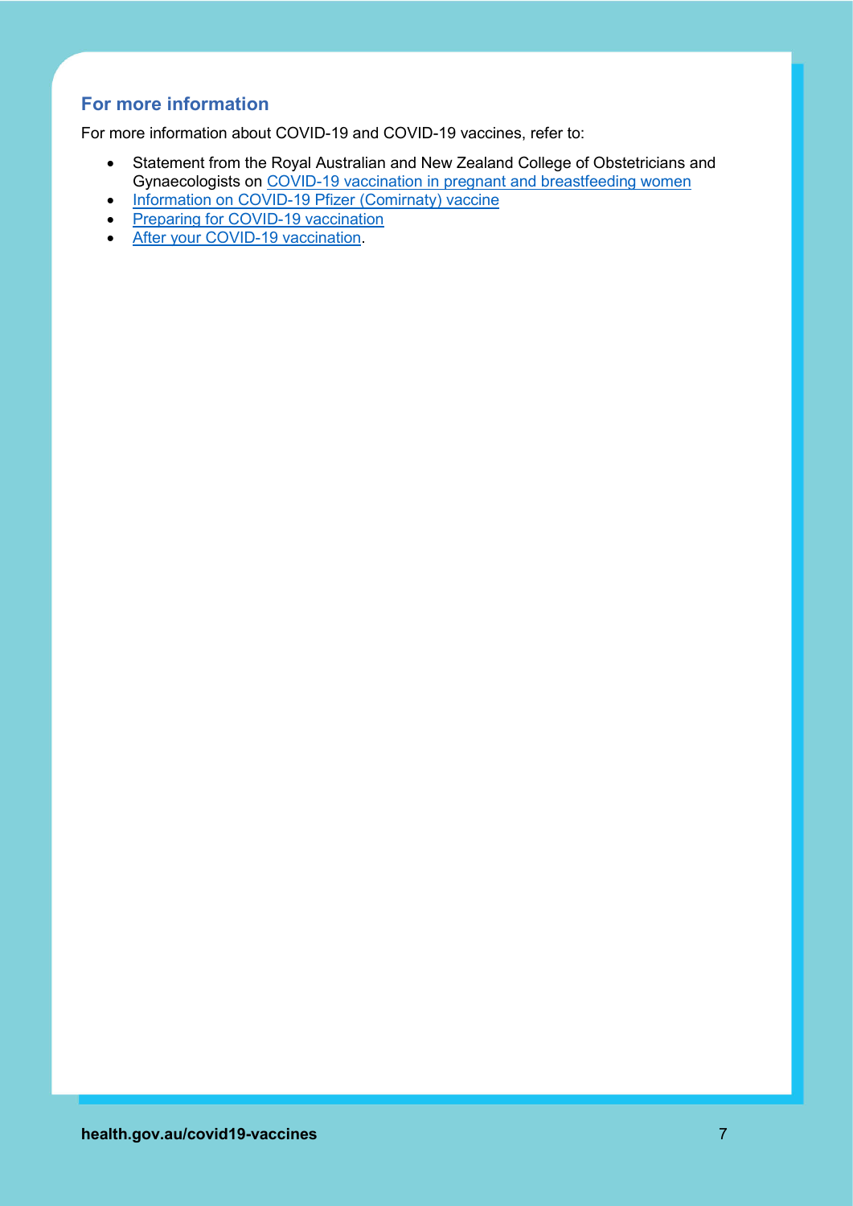## For more information

For more information about COVID-19 and COVID-19 vaccines, refer to:

- Statement from the Royal Australian and New Zealand College of Obstetricians and Gynaecologists on COVID-19 vaccination in pregnant and breastfeeding women
- Information on COVID-19 Pfizer (Comirnaty) vaccine
- Preparing for COVID-19 vaccination
- After your COVID-19 vaccination.